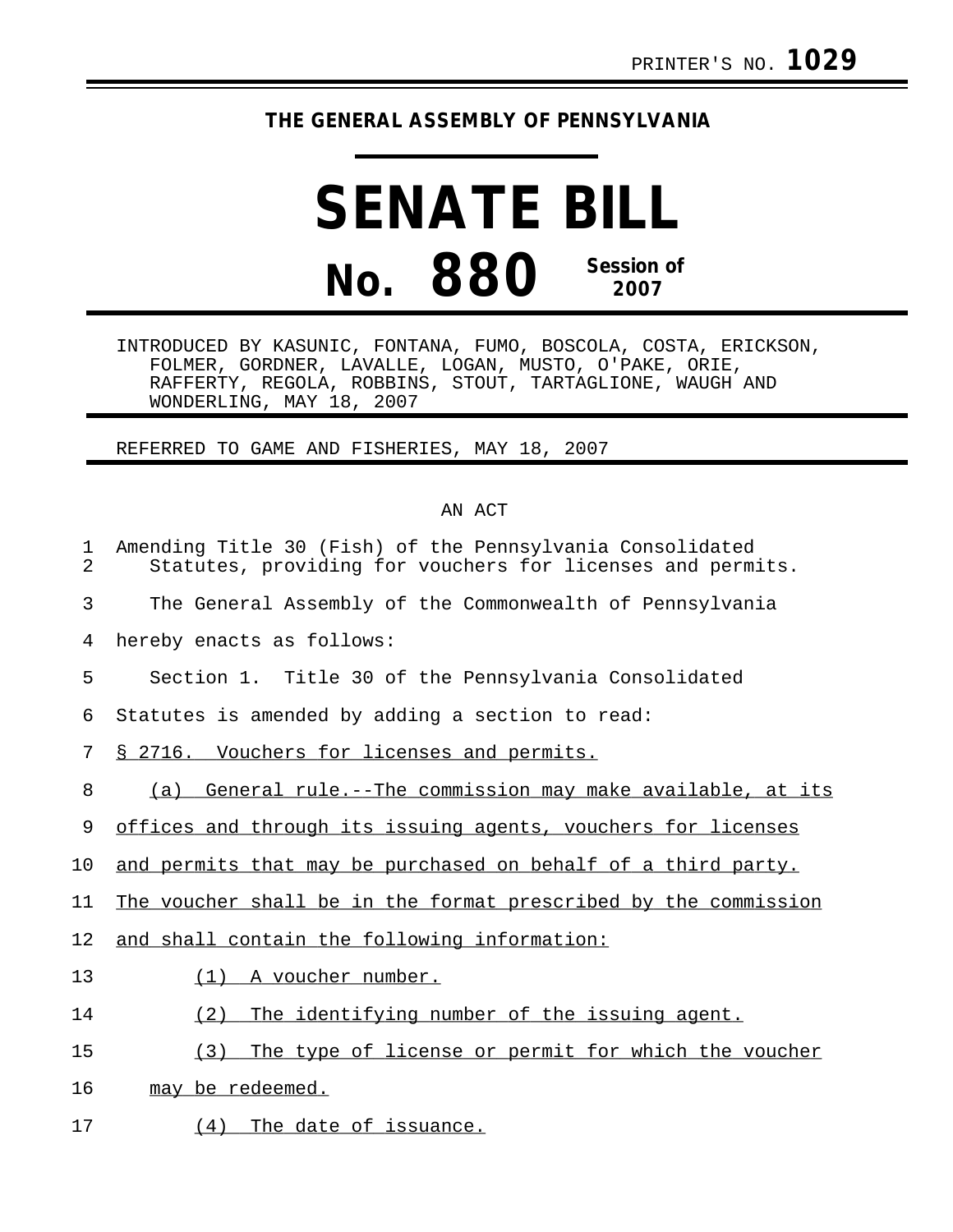PRINTER'S NO. **1029**

**THE GENERAL ASSEMBLY OF PENNSYLVANIA**

# SENATE BILL

# No. 880

**Session of 2007**

INTRODUCED BY KASUNIC, FONTANA, FUMO, BOSCOLA, COSTA, ERICKSON, FOLMER, GORDNER, LAVALLE, LOGAN, MUSTO, O'PAKE, ORIE, RAFFERTY, REGOLA, ROBBINS, STOUT, TARTAGLIONE, WAUGH AND WONDERLING, MAY 18, 2007

REFERRED TO GAME AND FISHERIES, MAY 18, 2007

AN ACT

Amending Title 30 (Fish) of the Pennsylvania Consolidated Statutes, providing for vouchers for licenses and permits.

The General Assembly of the Commonwealth of Pennsylvania hereby enacts as follows:

Section 1. Title 30 of the Pennsylvania Consolidated Statutes is amended by adding a section to read:

§ 2716. Vouchers for licenses and permits.

(a) General rule.--The commission may make available, at its offices and through its issuing agents, vouchers for licenses and permits that may be purchased on behalf of a third party. The voucher shall be in the format prescribed by the commission and shall contain the following information:

(1) A voucher number.

(2) The identifying number of the issuing agent.

(3) The type of license or permit for which the voucher may be redeemed.

(4) The date of issuance.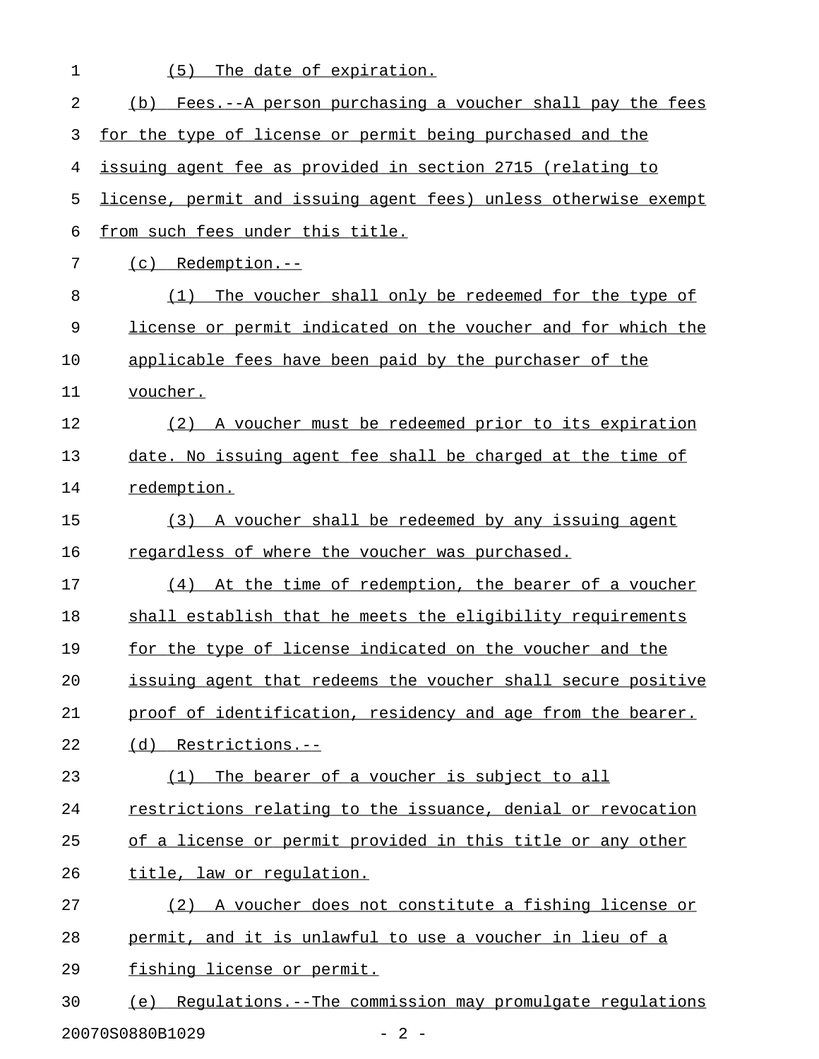(5) The date of expiration.

(b) Fees.--A person purchasing a voucher shall pay the fees for the type of license or permit being purchased and the issuing agent fee as provided in section 2715 (relating to license, permit and issuing agent fees) unless otherwise exempt from such fees under this title.

(c) Redemption.--

(1) The voucher shall only be redeemed for the type of license or permit indicated on the voucher and for which the applicable fees have been paid by the purchaser of the voucher.

(2) A voucher must be redeemed prior to its expiration date. No issuing agent fee shall be charged at the time of redemption.

(3) A voucher shall be redeemed by any issuing agent regardless of where the voucher was purchased.

(4) At the time of redemption, the bearer of a voucher shall establish that he meets the eligibility requirements for the type of license indicated on the voucher and the issuing agent that redeems the voucher shall secure positive proof of identification, residency and age from the bearer.

(d) Restrictions.--

(1) The bearer of a voucher is subject to all restrictions relating to the issuance, denial or revocation of a license or permit provided in this title or any other title, law or regulation.

(2) A voucher does not constitute a fishing license or permit, and it is unlawful to use a voucher in lieu of a fishing license or permit.

(e) Regulations.--The commission may promulgate regulations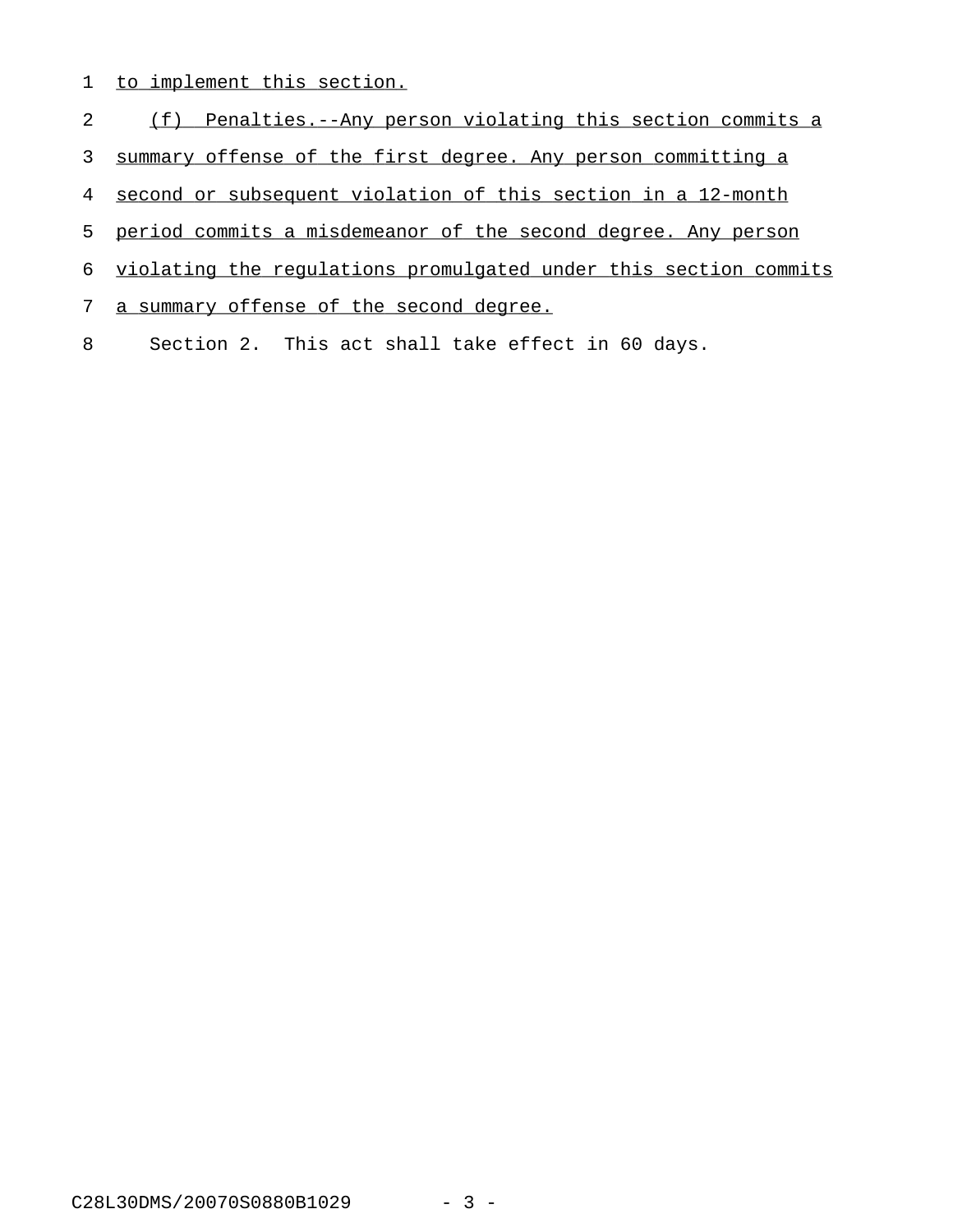to implement this section.

(f) Penalties.--Any person violating this section commits a summary offense of the first degree. Any person committing a second or subsequent violation of this section in a 12-month period commits a misdemeanor of the second degree. Any person violating the regulations promulgated under this section commits a summary offense of the second degree.

Section 2. This act shall take effect in 60 days.